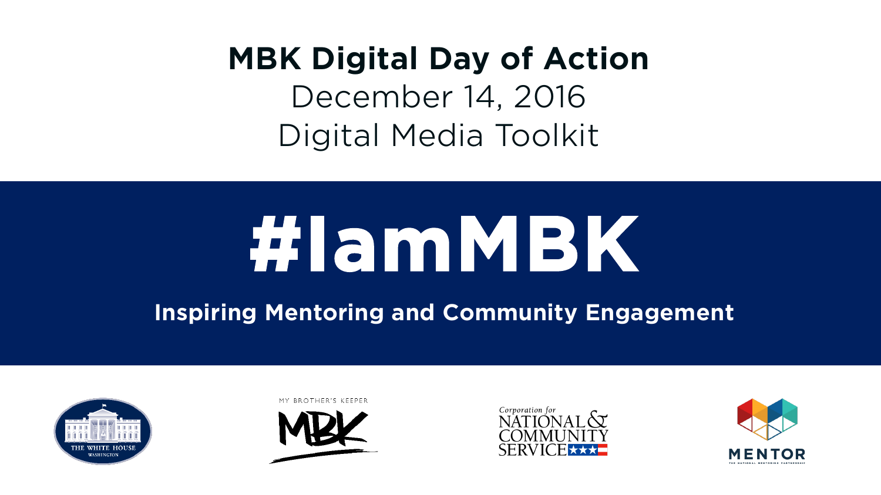# MBK Digital Day of Action

December 14, 2016

Digital Media Toolkit

# #IamMBK

**Inspiring Mentoring and Community Engagement**

THE WHITE HOUSE
WASHINGTON

MY BROTHER'S KEEPER
MBK

Corporation for
NATIONAL & COMMUNITY SERVICE

MENTOR
THE NATIONAL MENTORING PARTNERSHIP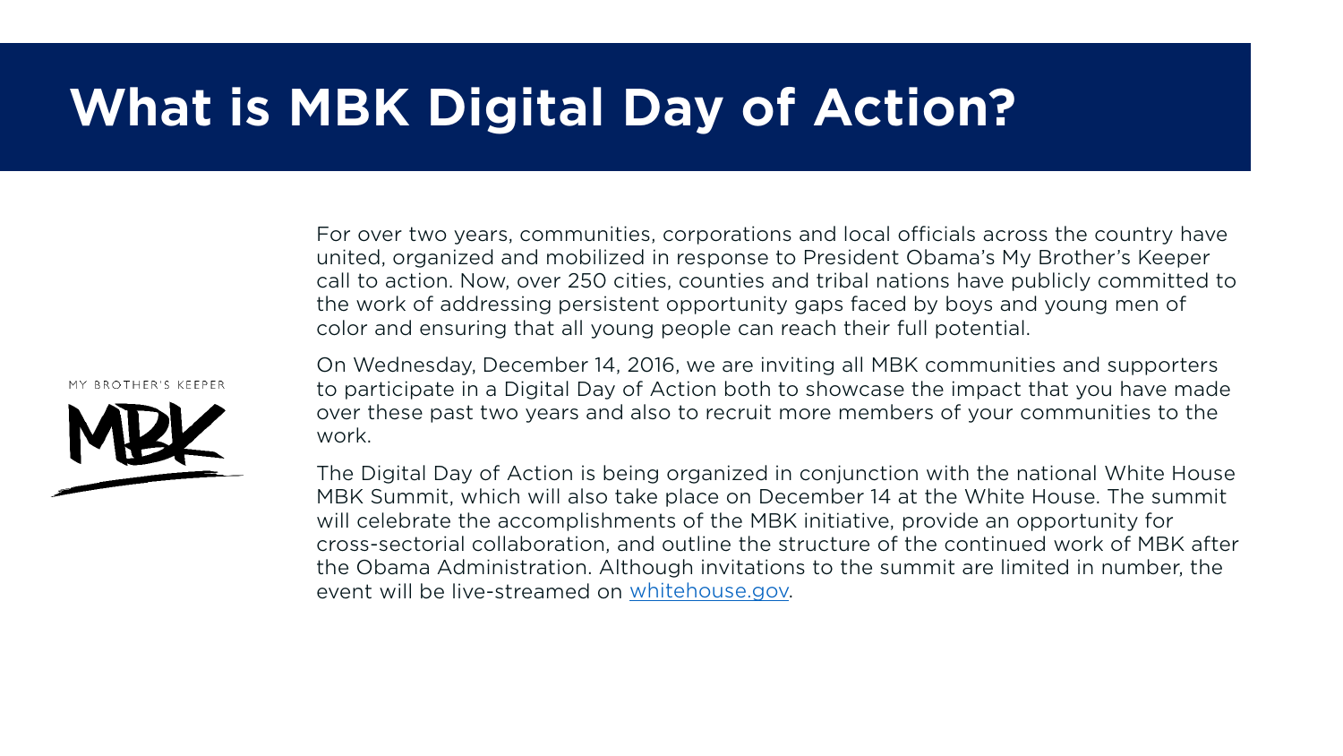# What is MBK Digital Day of Action?

MY BROTHER'S KEEPER

For over two years, communities, corporations and local officials across the country have united, organized and mobilized in response to President Obama's My Brother's Keeper call to action. Now, over 250 cities, counties and tribal nations have publicly committed to the work of addressing persistent opportunity gaps faced by boys and young men of color and ensuring that all young people can reach their full potential.

On Wednesday, December 14, 2016, we are inviting all MBK communities and supporters to participate in a Digital Day of Action both to showcase the impact that you have made over these past two years and also to recruit more members of your communities to the work.

The Digital Day of Action is being organized in conjunction with the national White House MBK Summit, which will also take place on December 14 at the White House. The summit will celebrate the accomplishments of the MBK initiative, provide an opportunity for cross-sectorial collaboration, and outline the structure of the continued work of MBK after the Obama Administration. Although invitations to the summit are limited in number, the event will be live-streamed on [whitehouse.gov](whitehouse.gov).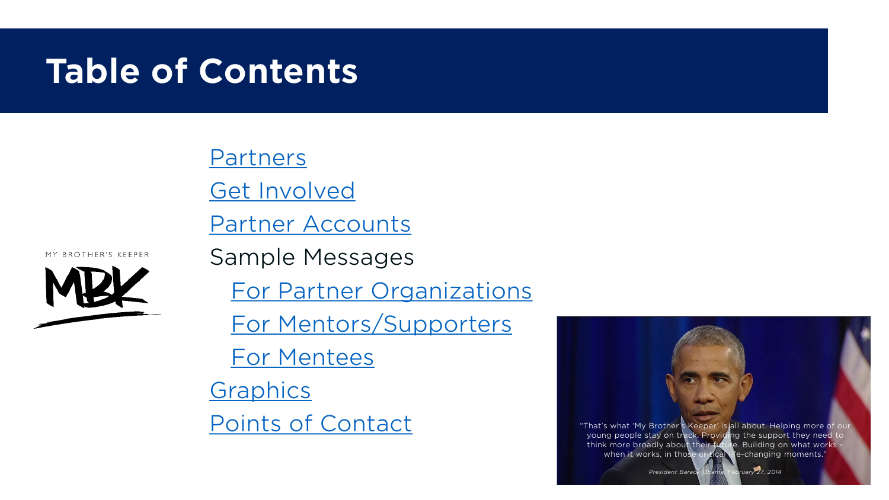# Table of Contents

MY BROTHER'S KEEPER

MBK

- Partners
- Get Involved
- Partner Accounts
- Sample Messages
  - For Partner Organizations
  - For Mentors/Supporters
  - For Mentees
- Graphics
- Points of Contact

"That's what 'My Brother's Keeper' is all about. Helping more of our young people stay on track. Providing the support they need to think more broadly about their future. Building on what works – when it works, in those critical life-changing moments."

*President Barack Obama, February 27, 2014*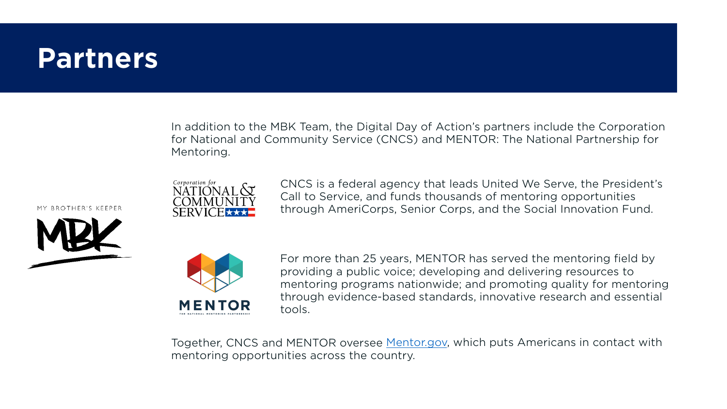# Partners

In addition to the MBK Team, the Digital Day of Action's partners include the Corporation for National and Community Service (CNCS) and MENTOR: The National Partnership for Mentoring.

MY BROTHER'S KEEPER

MBK

Corporation for NATIONAL & COMMUNITY SERVICE

CNCS is a federal agency that leads United We Serve, the President's Call to Service, and funds thousands of mentoring opportunities through AmeriCorps, Senior Corps, and the Social Innovation Fund.

MENTOR

THE NATIONAL MENTORING PARTNERSHIP

For more than 25 years, MENTOR has served the mentoring field by providing a public voice; developing and delivering resources to mentoring programs nationwide; and promoting quality for mentoring through evidence-based standards, innovative research and essential tools.

Together, CNCS and MENTOR oversee [Mentor.gov](Mentor.gov), which puts Americans in contact with mentoring opportunities across the country.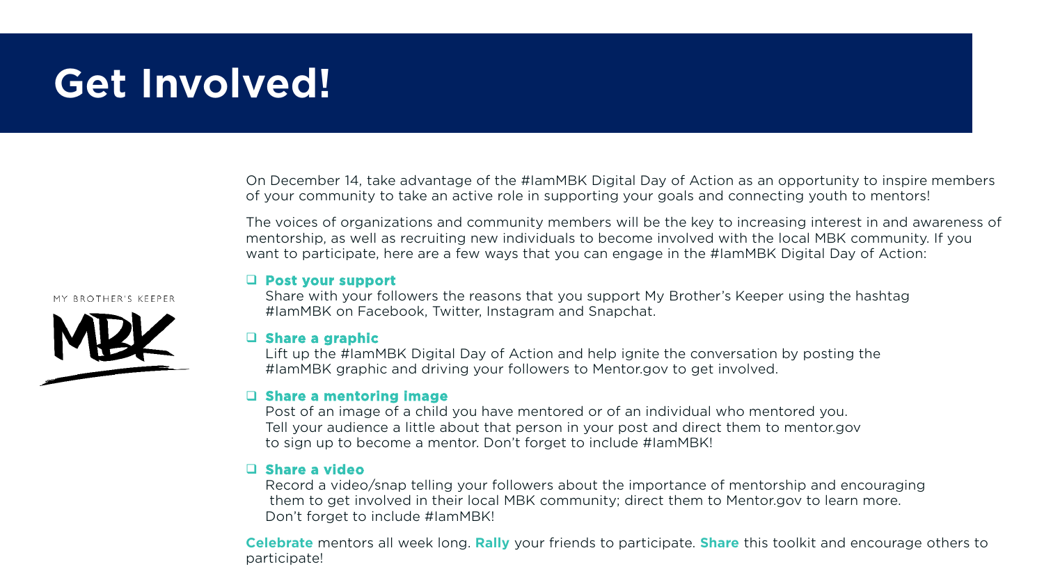# Get Involved!

MY BROTHER'S KEEPER

MBK

On December 14, take advantage of the #IamMBK Digital Day of Action as an opportunity to inspire members of your community to take an active role in supporting your goals and connecting youth to mentors!

The voices of organizations and community members will be the key to increasing interest in and awareness of mentorship, as well as recruiting new individuals to become involved with the local MBK community. If you want to participate, here are a few ways that you can engage in the #IamMBK Digital Day of Action:

- **Post your support**
  Share with your followers the reasons that you support My Brother's Keeper using the hashtag #IamMBK on Facebook, Twitter, Instagram and Snapchat.

- **Share a graphic**
  Lift up the #IamMBK Digital Day of Action and help ignite the conversation by posting the #IamMBK graphic and driving your followers to Mentor.gov to get involved.

- **Share a mentoring image**
  Post of an image of a child you have mentored or of an individual who mentored you. Tell your audience a little about that person in your post and direct them to mentor.gov to sign up to become a mentor. Don't forget to include #IamMBK!

- **Share a video**
  Record a video/snap telling your followers about the importance of mentorship and encouraging them to get involved in their local MBK community; direct them to Mentor.gov to learn more. Don't forget to include #IamMBK!

**Celebrate** mentors all week long. **Rally** your friends to participate. **Share** this toolkit and encourage others to participate!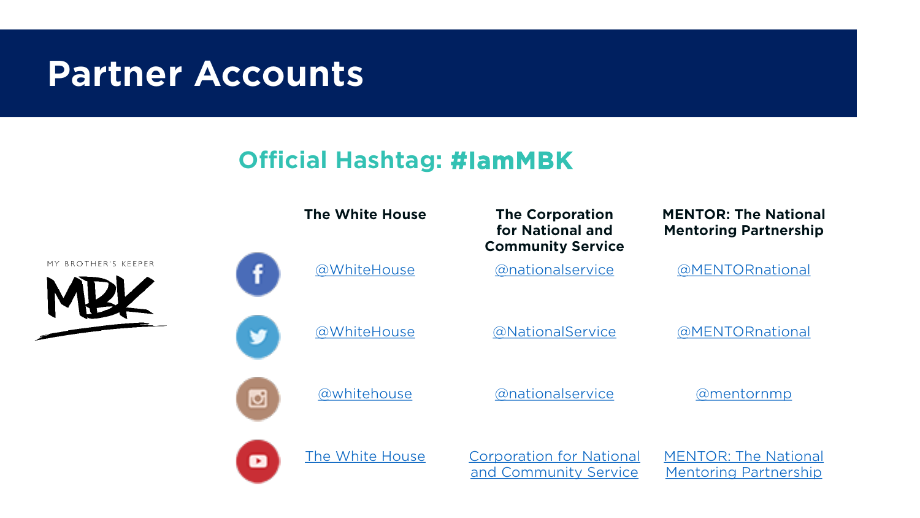# Partner Accounts

## Official Hashtag: #IamMBK

MY BROTHER'S KEEPER MBK

| | The White House | The Corporation for National and Community Service | MENTOR: The National Mentoring Partnership |
| --- | --- | --- | --- |
| Facebook | @WhiteHouse | @nationalservice | @MENTORnational |
| Twitter | @WhiteHouse | @NationalService | @MENTORnational |
| Instagram | @whitehouse | @nationalservice | @mentornmp |
| YouTube | The White House | Corporation for National and Community Service | MENTOR: The National Mentoring Partnership |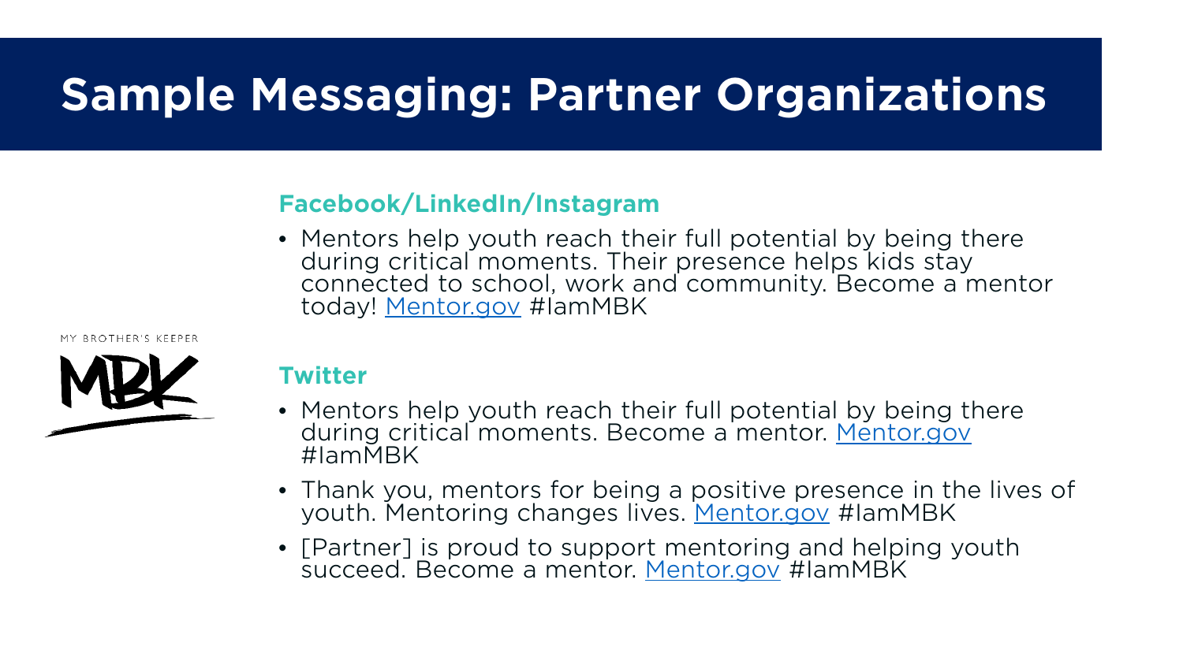# Sample Messaging: Partner Organizations

### Facebook/LinkedIn/Instagram

- Mentors help youth reach their full potential by being there during critical moments. Their presence helps kids stay connected to school, work and community. Become a mentor today! [Mentor.gov](Mentor.gov) #IamMBK

MY BROTHER'S KEEPER

MBK

### Twitter

- Mentors help youth reach their full potential by being there during critical moments. Become a mentor. [Mentor.gov](Mentor.gov) #IamMBK
- Thank you, mentors for being a positive presence in the lives of youth. Mentoring changes lives. [Mentor.gov](Mentor.gov) #IamMBK
- [Partner] is proud to support mentoring and helping youth succeed. Become a mentor. [Mentor.gov](Mentor.gov) #IamMBK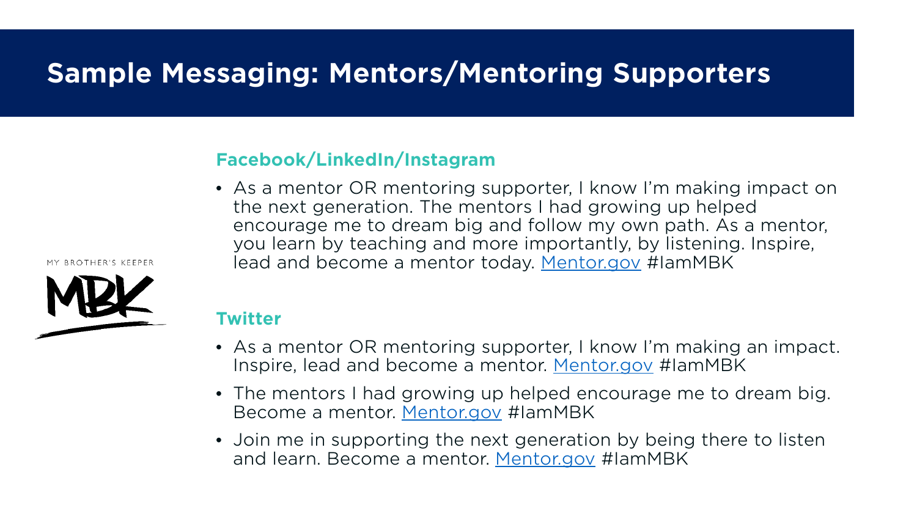# Sample Messaging: Mentors/Mentoring Supporters

MY BROTHER'S KEEPER

MBK

### Facebook/LinkedIn/Instagram

- As a mentor OR mentoring supporter, I know I'm making impact on the next generation. The mentors I had growing up helped encourage me to dream big and follow my own path. As a mentor, you learn by teaching and more importantly, by listening. Inspire, lead and become a mentor today. Mentor.gov #IamMBK

### Twitter

- As a mentor OR mentoring supporter, I know I'm making an impact. Inspire, lead and become a mentor. Mentor.gov #IamMBK
- The mentors I had growing up helped encourage me to dream big. Become a mentor. Mentor.gov #IamMBK
- Join me in supporting the next generation by being there to listen and learn. Become a mentor. Mentor.gov #IamMBK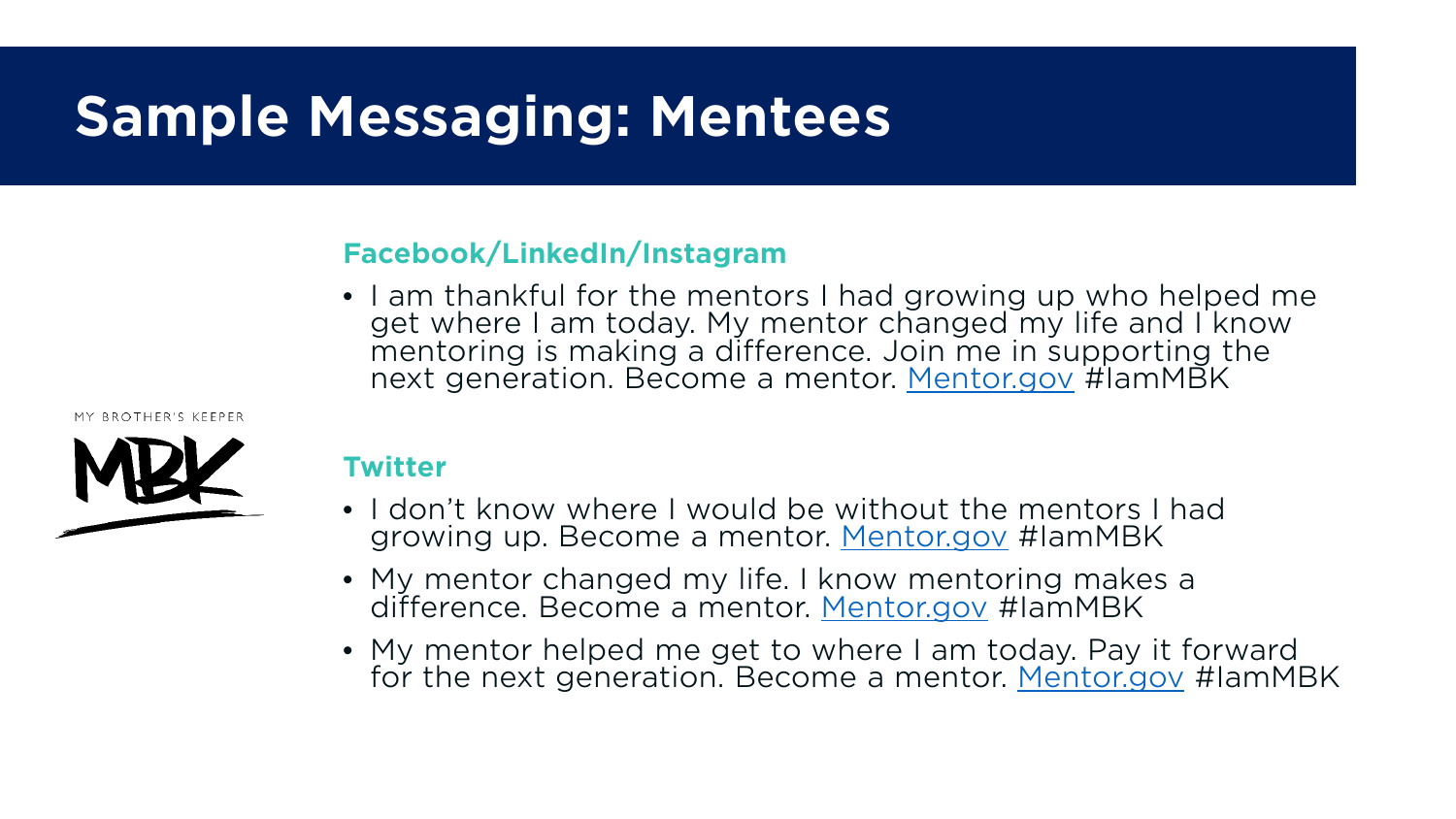# Sample Messaging: Mentees

MY BROTHER'S KEEPER

MBK

### Facebook/LinkedIn/Instagram

- I am thankful for the mentors I had growing up who helped me get where I am today. My mentor changed my life and I know mentoring is making a difference. Join me in supporting the next generation. Become a mentor. [Mentor.gov](Mentor.gov) #IamMBK

### Twitter

- I don't know where I would be without the mentors I had growing up. Become a mentor. [Mentor.gov](Mentor.gov) #IamMBK
- My mentor changed my life. I know mentoring makes a difference. Become a mentor. [Mentor.gov](Mentor.gov) #IamMBK
- My mentor helped me get to where I am today. Pay it forward for the next generation. Become a mentor. [Mentor.gov](Mentor.gov) #IamMBK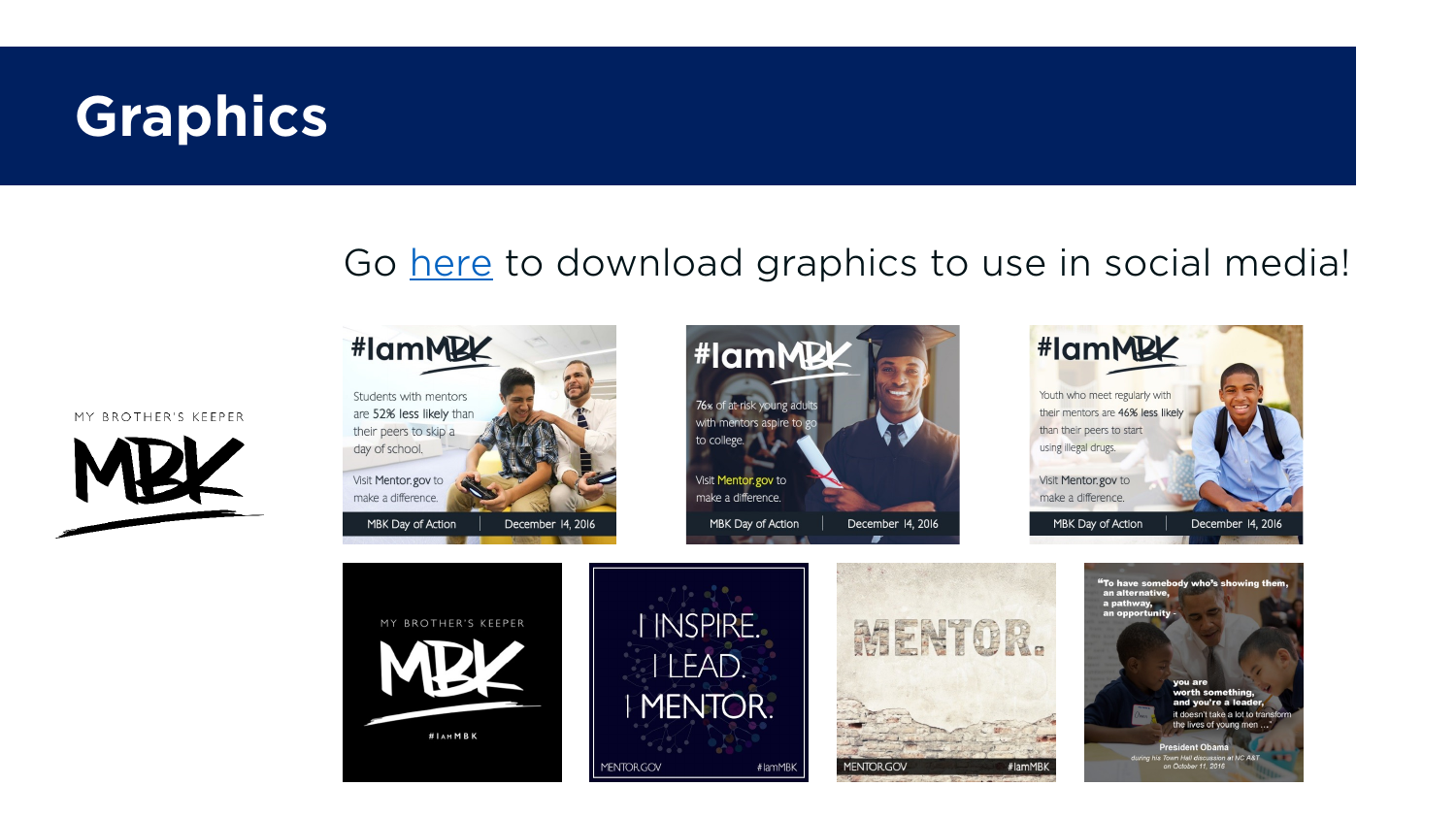# Graphics

Go here to download graphics to use in social media!

MY BROTHER'S KEEPER

MBK

#IamMBK

Students with mentors are 52% less likely than their peers to skip a day of school.

Visit Mentor.gov to make a difference.

MBK Day of Action | December 14, 2016

#IamMBK

76% of at-risk young adults with mentors aspire to go to college.

Visit Mentor.gov to make a difference.

MBK Day of Action | December 14, 2016

#IamMBK

Youth who meet regularly with their mentors are 46% less likely than their peers to start using illegal drugs.

Visit Mentor.gov to make a difference.

MBK Day of Action | December 14, 2016

MY BROTHER'S KEEPER

MBK

#IAMMBK

I INSPIRE.
I LEAD.
I MENTOR.

MENTOR.GOV #IamMBK

MENTOR.

MENTOR.GOV #IamMBK

"To have somebody who's showing them, an alternative, a pathway, an opportunity - you are worth something, and you're a leader, it doesn't take a lot to transform the lives of young men ..."

President Obama
during his Town Hall discussion at NC A&T on October 11, 2016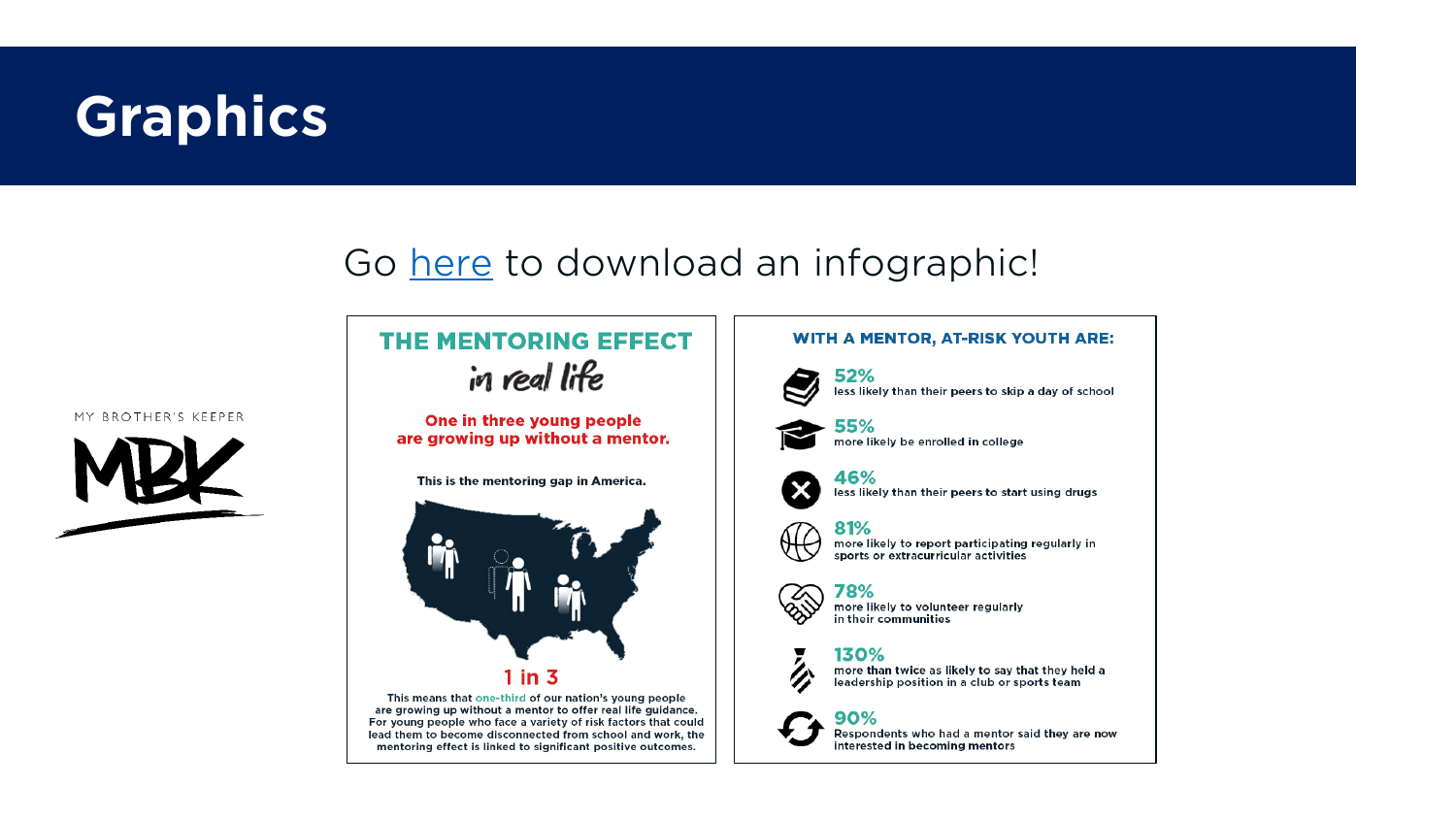# Graphics

Go here to download an infographic!

MY BROTHER'S KEEPER

MBK

## THE MENTORING EFFECT

*in real life*

**One in three young people are growing up without a mentor.**

**This is the mentoring gap in America.**

**1 in 3**

This means that one-third of our nation's young people are growing up without a mentor to offer real life guidance. For young people who face a variety of risk factors that could lead them to become disconnected from school and work, the mentoring effect is linked to significant positive outcomes.

## WITH A MENTOR, AT-RISK YOUTH ARE:

- **52%** less likely than their peers to skip a day of school
- **55%** more likely be enrolled in college
- **46%** less likely than their peers to start using drugs
- **81%** more likely to report participating regularly in sports or extracurricular activities
- **78%** more likely to volunteer regularly in their communities
- **130%** more than twice as likely to say that they held a leadership position in a club or sports team
- **90%** Respondents who had a mentor said they are now interested in becoming mentors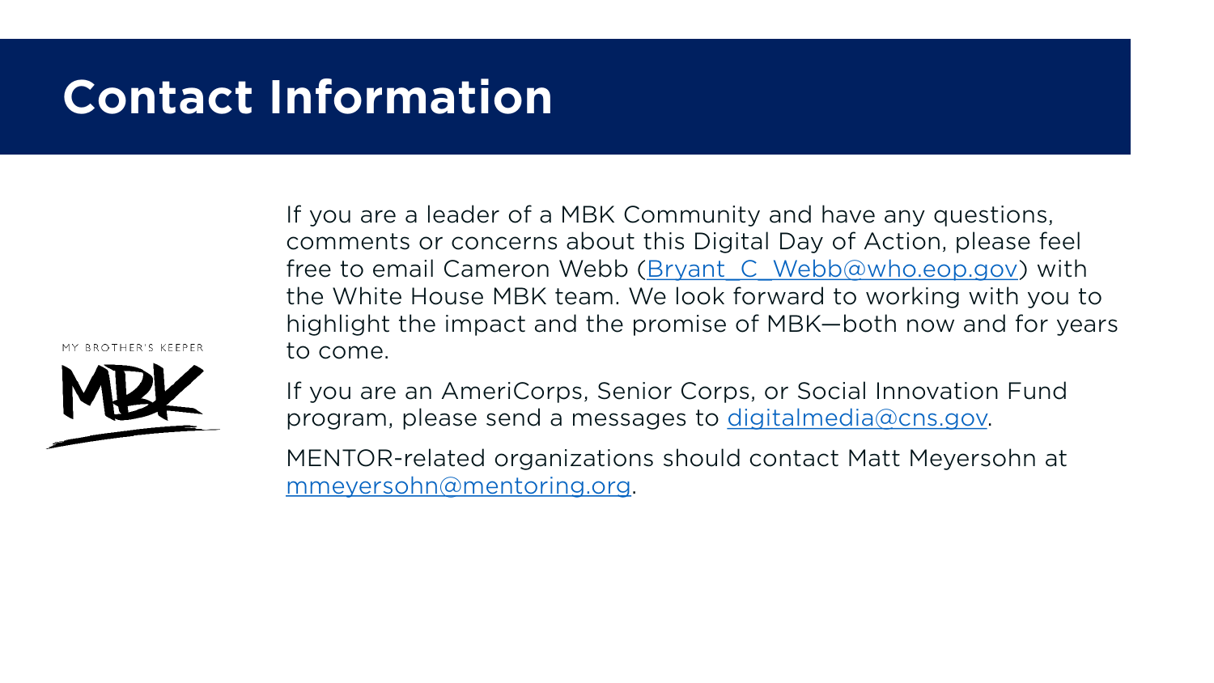# Contact Information

MY BROTHER'S KEEPER

MBK

If you are a leader of a MBK Community and have any questions, comments or concerns about this Digital Day of Action, please feel free to email Cameron Webb (Bryant_C_Webb@who.eop.gov) with the White House MBK team. We look forward to working with you to highlight the impact and the promise of MBK—both now and for years to come.

If you are an AmeriCorps, Senior Corps, or Social Innovation Fund program, please send a messages to digitalmedia@cns.gov.

MENTOR-related organizations should contact Matt Meyersohn at mmeyersohn@mentoring.org.